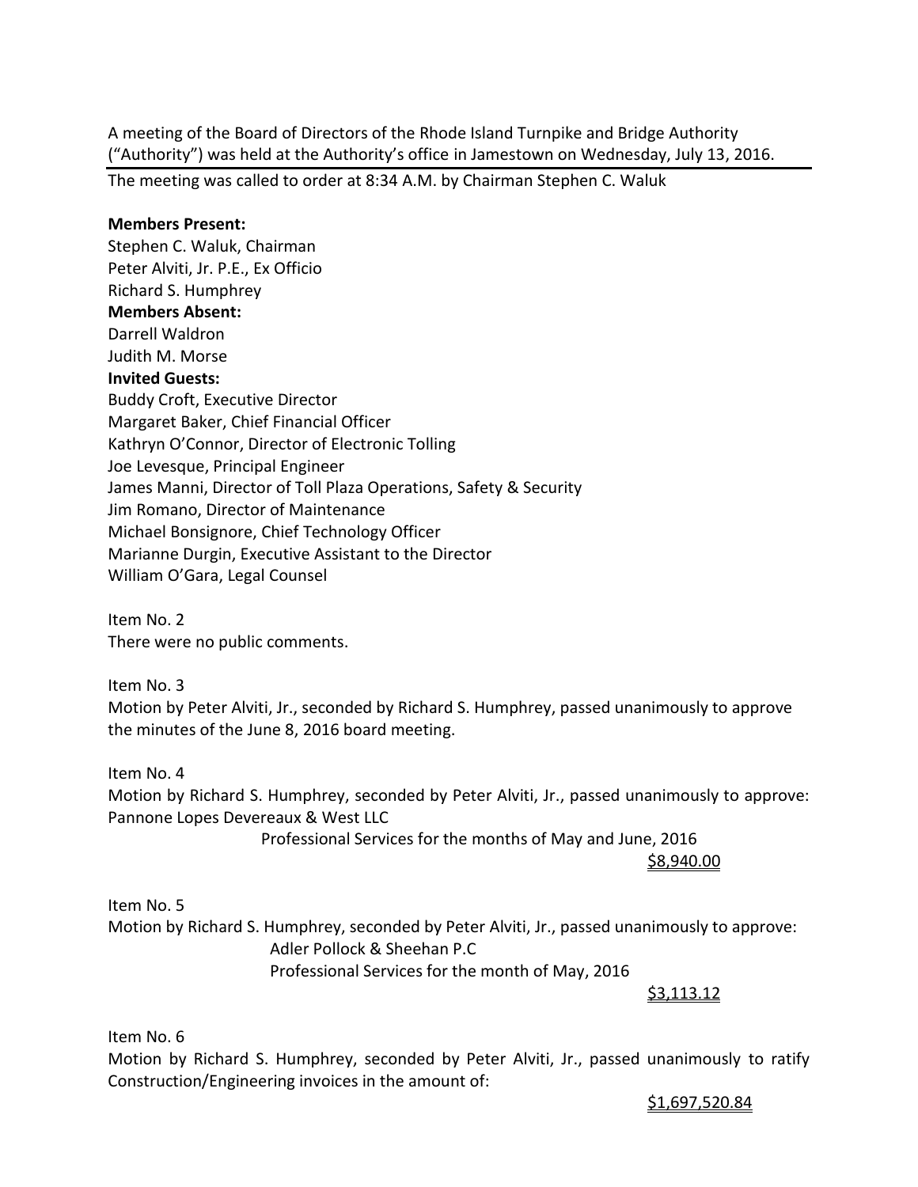A meeting of the Board of Directors of the Rhode Island Turnpike and Bridge Authority ("Authority") was held at the Authority's office in Jamestown on Wednesday, July 13, 2016.

---

The meeting was called to order at 8:34 A.M. by Chairman Stephen C. Waluk

**Members Present:**
Stephen C. Waluk, Chairman
Peter Alviti, Jr. P.E., Ex Officio
Richard S. Humphrey
**Members Absent:**
Darrell Waldron
Judith M. Morse
**Invited Guests:**
Buddy Croft, Executive Director
Margaret Baker, Chief Financial Officer
Kathryn O'Connor, Director of Electronic Tolling
Joe Levesque, Principal Engineer
James Manni, Director of Toll Plaza Operations, Safety & Security
Jim Romano, Director of Maintenance
Michael Bonsignore, Chief Technology Officer
Marianne Durgin, Executive Assistant to the Director
William O'Gara, Legal Counsel

Item No. 2
There were no public comments.

Item No. 3
Motion by Peter Alviti, Jr., seconded by Richard S. Humphrey, passed unanimously to approve the minutes of the June 8, 2016 board meeting.

Item No. 4
Motion by Richard S. Humphrey, seconded by Peter Alviti, Jr., passed unanimously to approve:
Pannone Lopes Devereaux & West LLC
Professional Services for the months of May and June, 2016
$8,940.00

Item No. 5
Motion by Richard S. Humphrey, seconded by Peter Alviti, Jr., passed unanimously to approve:
Adler Pollock & Sheehan P.C
Professional Services for the month of May, 2016
$3,113.12

Item No. 6
Motion by Richard S. Humphrey, seconded by Peter Alviti, Jr., passed unanimously to ratify Construction/Engineering invoices in the amount of:
$1,697,520.84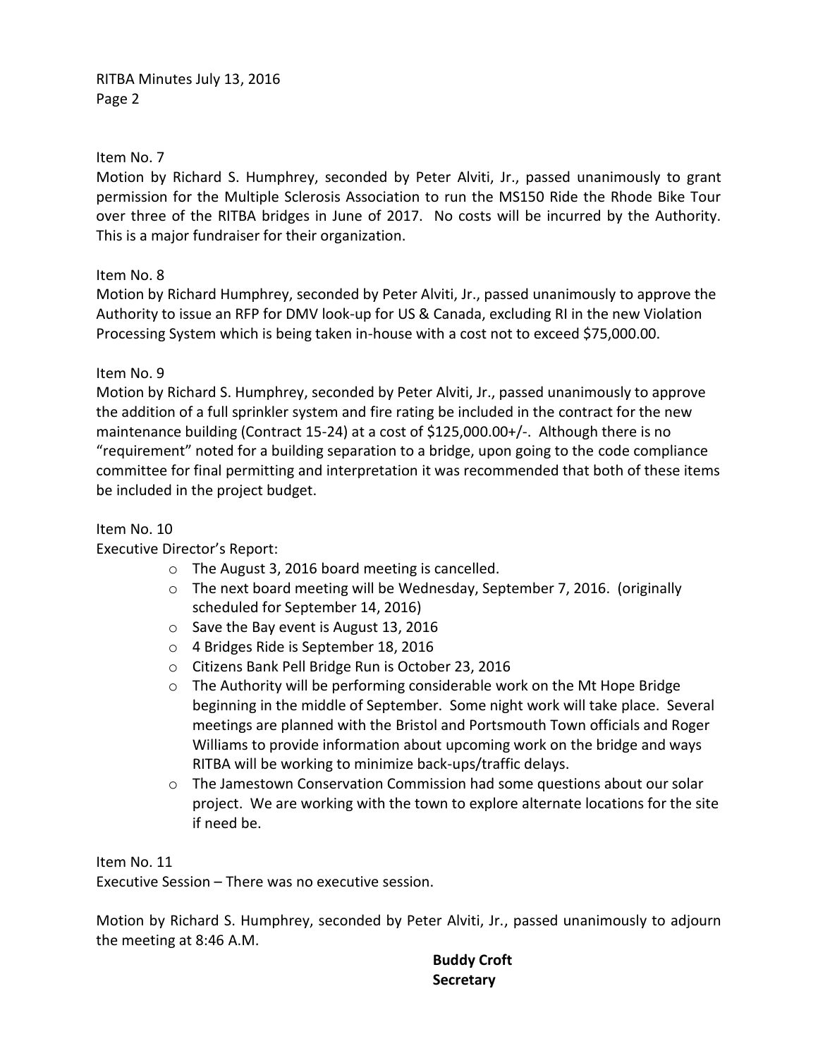Item No. 7

Motion by Richard S. Humphrey, seconded by Peter Alviti, Jr., passed unanimously to grant permission for the Multiple Sclerosis Association to run the MS150 Ride the Rhode Bike Tour over three of the RITBA bridges in June of 2017. No costs will be incurred by the Authority. This is a major fundraiser for their organization.

Item No. 8

Motion by Richard Humphrey, seconded by Peter Alviti, Jr., passed unanimously to approve the Authority to issue an RFP for DMV look-up for US & Canada, excluding RI in the new Violation Processing System which is being taken in-house with a cost not to exceed $75,000.00.

Item No. 9

Motion by Richard S. Humphrey, seconded by Peter Alviti, Jr., passed unanimously to approve the addition of a full sprinkler system and fire rating be included in the contract for the new maintenance building (Contract 15-24) at a cost of $125,000.00+/-. Although there is no "requirement" noted for a building separation to a bridge, upon going to the code compliance committee for final permitting and interpretation it was recommended that both of these items be included in the project budget.

Item No. 10

Executive Director's Report:

- The August 3, 2016 board meeting is cancelled.
- The next board meeting will be Wednesday, September 7, 2016. (originally scheduled for September 14, 2016)
- Save the Bay event is August 13, 2016
- 4 Bridges Ride is September 18, 2016
- Citizens Bank Pell Bridge Run is October 23, 2016
- The Authority will be performing considerable work on the Mt Hope Bridge beginning in the middle of September. Some night work will take place. Several meetings are planned with the Bristol and Portsmouth Town officials and Roger Williams to provide information about upcoming work on the bridge and ways RITBA will be working to minimize back-ups/traffic delays.
- The Jamestown Conservation Commission had some questions about our solar project. We are working with the town to explore alternate locations for the site if need be.

Item No. 11

Executive Session – There was no executive session.

Motion by Richard S. Humphrey, seconded by Peter Alviti, Jr., passed unanimously to adjourn the meeting at 8:46 A.M.

**Buddy Croft**
**Secretary**